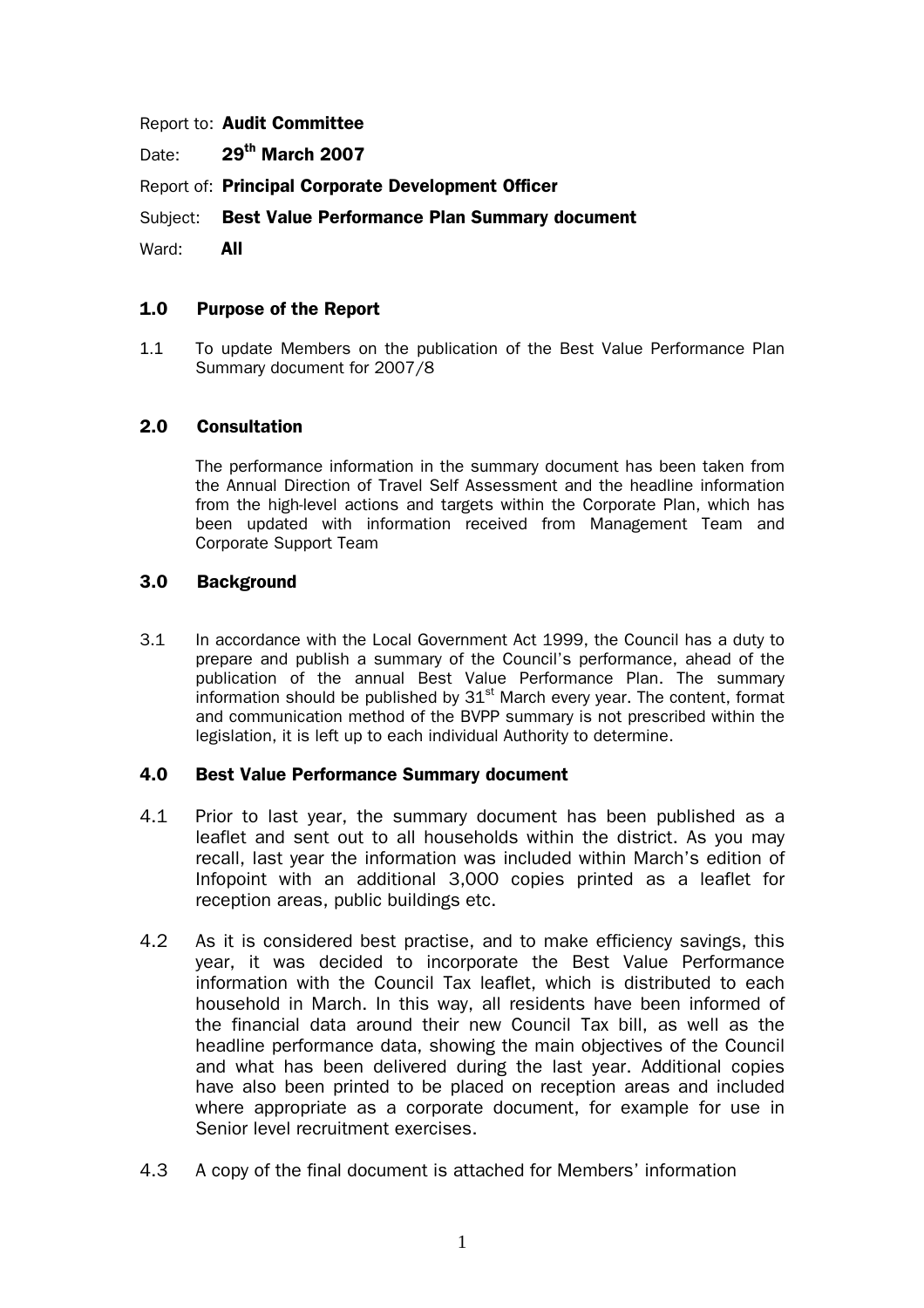Report to: **Audit Committee**

Date: **29th March 2007**

Report of: **Principal Corporate Development Officer**

Subject: **Best Value Performance Plan Summary document**

Ward: **All**

## 1.0 Purpose of the Report

1.1 To update Members on the publication of the Best Value Performance Plan Summary document for 2007/8

## 2.0 Consultation

The performance information in the summary document has been taken from the Annual Direction of Travel Self Assessment and the headline information from the high-level actions and targets within the Corporate Plan, which has been updated with information received from Management Team and Corporate Support Team

## 3.0 Background

3.1 In accordance with the Local Government Act 1999, the Council has a duty to prepare and publish a summary of the Council's performance, ahead of the publication of the annual Best Value Performance Plan. The summary information should be published by 31st March every year. The content, format and communication method of the BVPP summary is not prescribed within the legislation, it is left up to each individual Authority to determine.

## 4.0 Best Value Performance Summary document

4.1 Prior to last year, the summary document has been published as a leaflet and sent out to all households within the district. As you may recall, last year the information was included within March's edition of Infopoint with an additional 3,000 copies printed as a leaflet for reception areas, public buildings etc.

4.2 As it is considered best practise, and to make efficiency savings, this year, it was decided to incorporate the Best Value Performance information with the Council Tax leaflet, which is distributed to each household in March. In this way, all residents have been informed of the financial data around their new Council Tax bill, as well as the headline performance data, showing the main objectives of the Council and what has been delivered during the last year. Additional copies have also been printed to be placed on reception areas and included where appropriate as a corporate document, for example for use in Senior level recruitment exercises.

4.3 A copy of the final document is attached for Members' information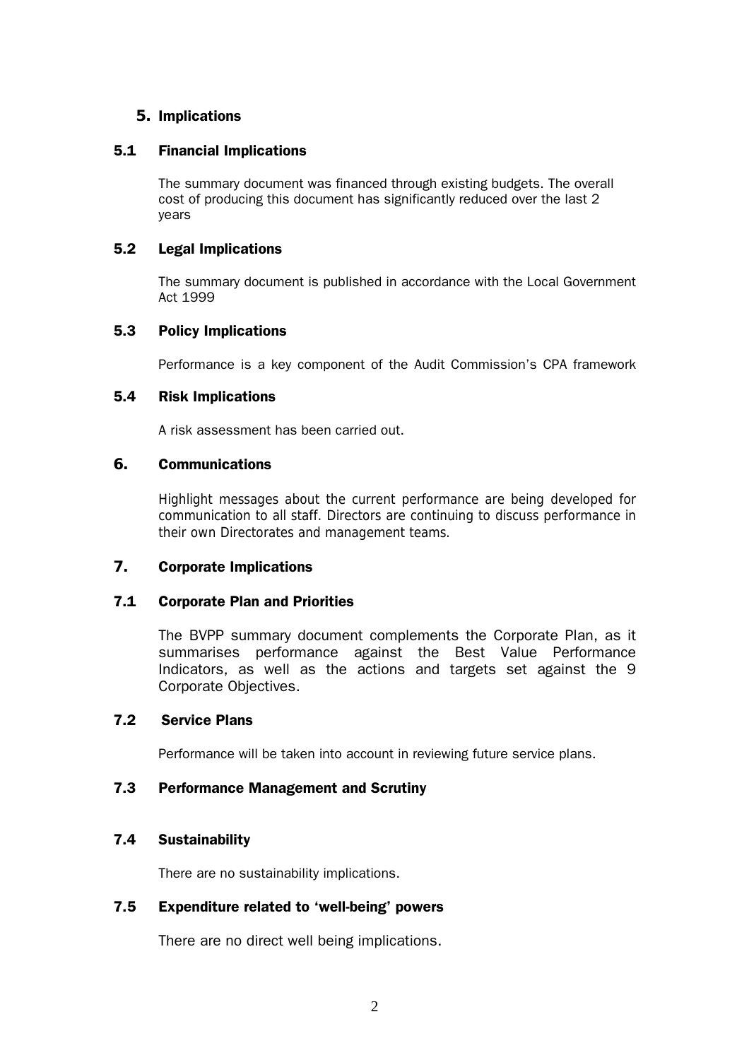## 5. Implications

### 5.1 Financial Implications

The summary document was financed through existing budgets. The overall cost of producing this document has significantly reduced over the last 2 years

### 5.2 Legal Implications

The summary document is published in accordance with the Local Government Act 1999

### 5.3 Policy Implications

Performance is a key component of the Audit Commission's CPA framework

### 5.4 Risk Implications

A risk assessment has been carried out.

## 6. Communications

Highlight messages about the current performance are being developed for communication to all staff. Directors are continuing to discuss performance in their own Directorates and management teams.

## 7. Corporate Implications

### 7.1 Corporate Plan and Priorities

The BVPP summary document complements the Corporate Plan, as it summarises performance against the Best Value Performance Indicators, as well as the actions and targets set against the 9 Corporate Objectives.

### 7.2 Service Plans

Performance will be taken into account in reviewing future service plans.

### 7.3 Performance Management and Scrutiny

### 7.4 Sustainability

There are no sustainability implications.

### 7.5 Expenditure related to 'well-being' powers

There are no direct well being implications.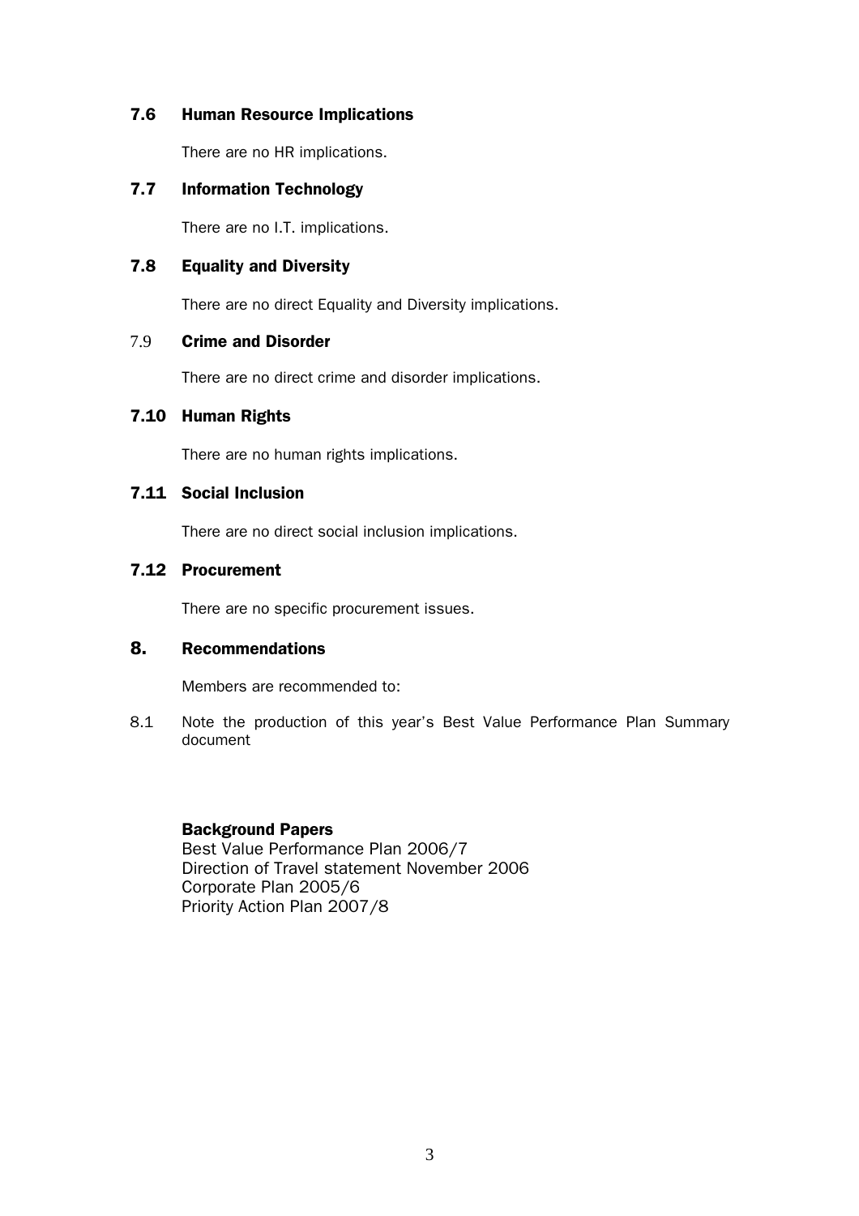### 7.6 Human Resource Implications

There are no HR implications.

### 7.7 Information Technology

There are no I.T. implications.

### 7.8 Equality and Diversity

There are no direct Equality and Diversity implications.

### 7.9 Crime and Disorder

There are no direct crime and disorder implications.

### 7.10 Human Rights

There are no human rights implications.

### 7.11 Social Inclusion

There are no direct social inclusion implications.

### 7.12 Procurement

There are no specific procurement issues.

## 8. Recommendations

Members are recommended to:

8.1 Note the production of this year's Best Value Performance Plan Summary document

**Background Papers**

Best Value Performance Plan 2006/7
Direction of Travel statement November 2006
Corporate Plan 2005/6
Priority Action Plan 2007/8